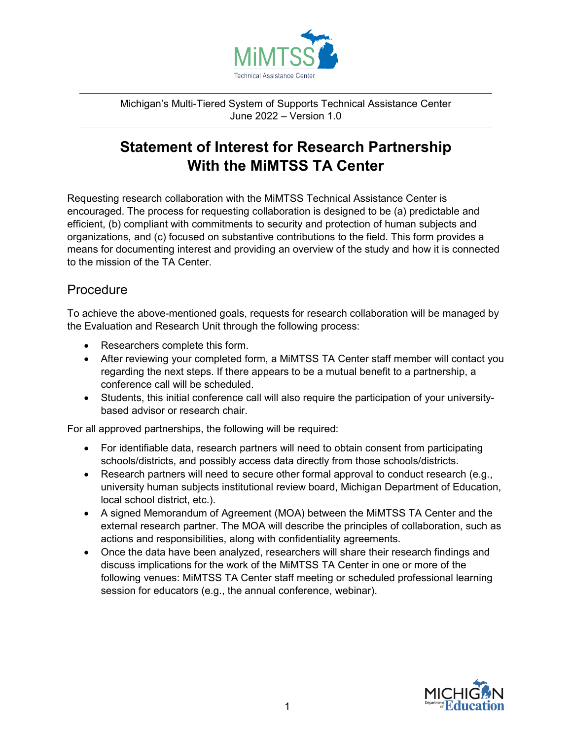Michigan's Multi-Tiered System of Supports Technical Assistance Center
June 2022 – Version 1.0

# Statement of Interest for Research Partnership With the MiMTSS TA Center

Requesting research collaboration with the MiMTSS Technical Assistance Center is encouraged. The process for requesting collaboration is designed to be (a) predictable and efficient, (b) compliant with commitments to security and protection of human subjects and organizations, and (c) focused on substantive contributions to the field. This form provides a means for documenting interest and providing an overview of the study and how it is connected to the mission of the TA Center.

## Procedure

To achieve the above-mentioned goals, requests for research collaboration will be managed by the Evaluation and Research Unit through the following process:

- Researchers complete this form.
- After reviewing your completed form, a MiMTSS TA Center staff member will contact you regarding the next steps. If there appears to be a mutual benefit to a partnership, a conference call will be scheduled.
- Students, this initial conference call will also require the participation of your university-based advisor or research chair.

For all approved partnerships, the following will be required:

- For identifiable data, research partners will need to obtain consent from participating schools/districts, and possibly access data directly from those schools/districts.
- Research partners will need to secure other formal approval to conduct research (e.g., university human subjects institutional review board, Michigan Department of Education, local school district, etc.).
- A signed Memorandum of Agreement (MOA) between the MiMTSS TA Center and the external research partner. The MOA will describe the principles of collaboration, such as actions and responsibilities, along with confidentiality agreements.
- Once the data have been analyzed, researchers will share their research findings and discuss implications for the work of the MiMTSS TA Center in one or more of the following venues: MiMTSS TA Center staff meeting or scheduled professional learning session for educators (e.g., the annual conference, webinar).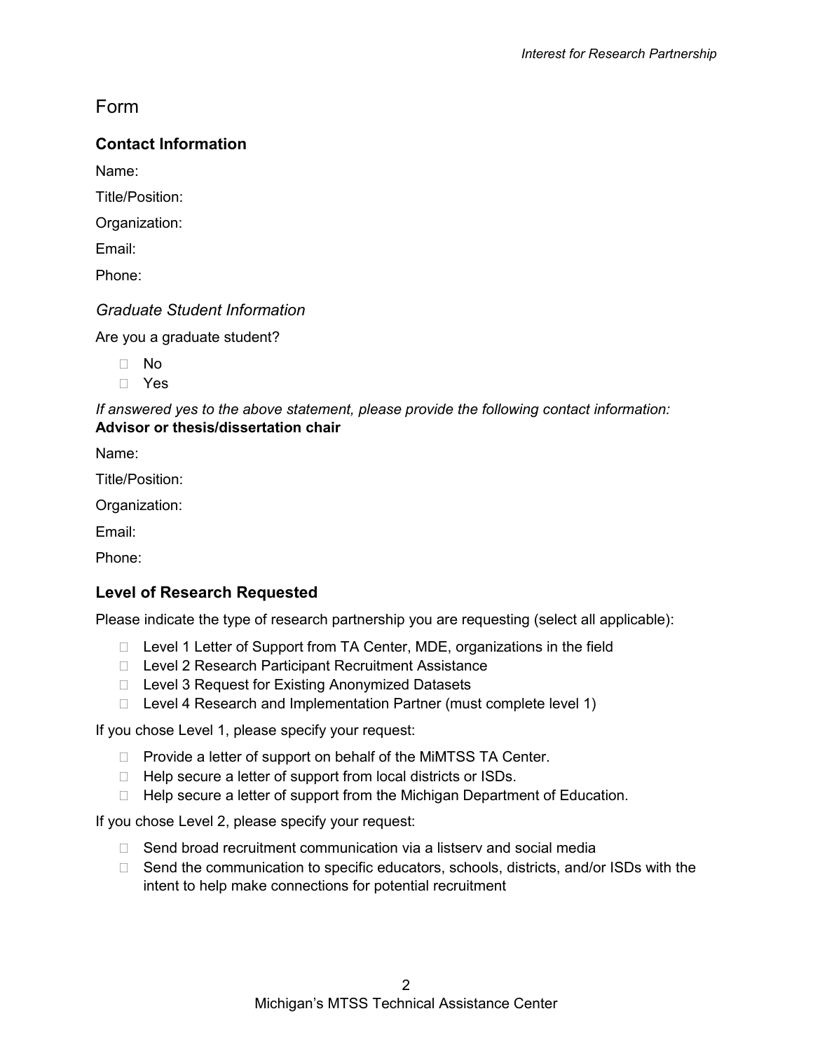# Form

## Contact Information

Name:

Title/Position:

Organization:

Email:

Phone:

### *Graduate Student Information*

Are you a graduate student?

- ☐ No
- ☐ Yes

*If answered yes to the above statement, please provide the following contact information:*
**Advisor or thesis/dissertation chair**

Name:

Title/Position:

Organization:

Email:

Phone:

## Level of Research Requested

Please indicate the type of research partnership you are requesting (select all applicable):

- ☐ Level 1 Letter of Support from TA Center, MDE, organizations in the field
- ☐ Level 2 Research Participant Recruitment Assistance
- ☐ Level 3 Request for Existing Anonymized Datasets
- ☐ Level 4 Research and Implementation Partner (must complete level 1)

If you chose Level 1, please specify your request:

- ☐ Provide a letter of support on behalf of the MiMTSS TA Center.
- ☐ Help secure a letter of support from local districts or ISDs.
- ☐ Help secure a letter of support from the Michigan Department of Education.

If you chose Level 2, please specify your request:

- ☐ Send broad recruitment communication via a listserv and social media
- ☐ Send the communication to specific educators, schools, districts, and/or ISDs with the intent to help make connections for potential recruitment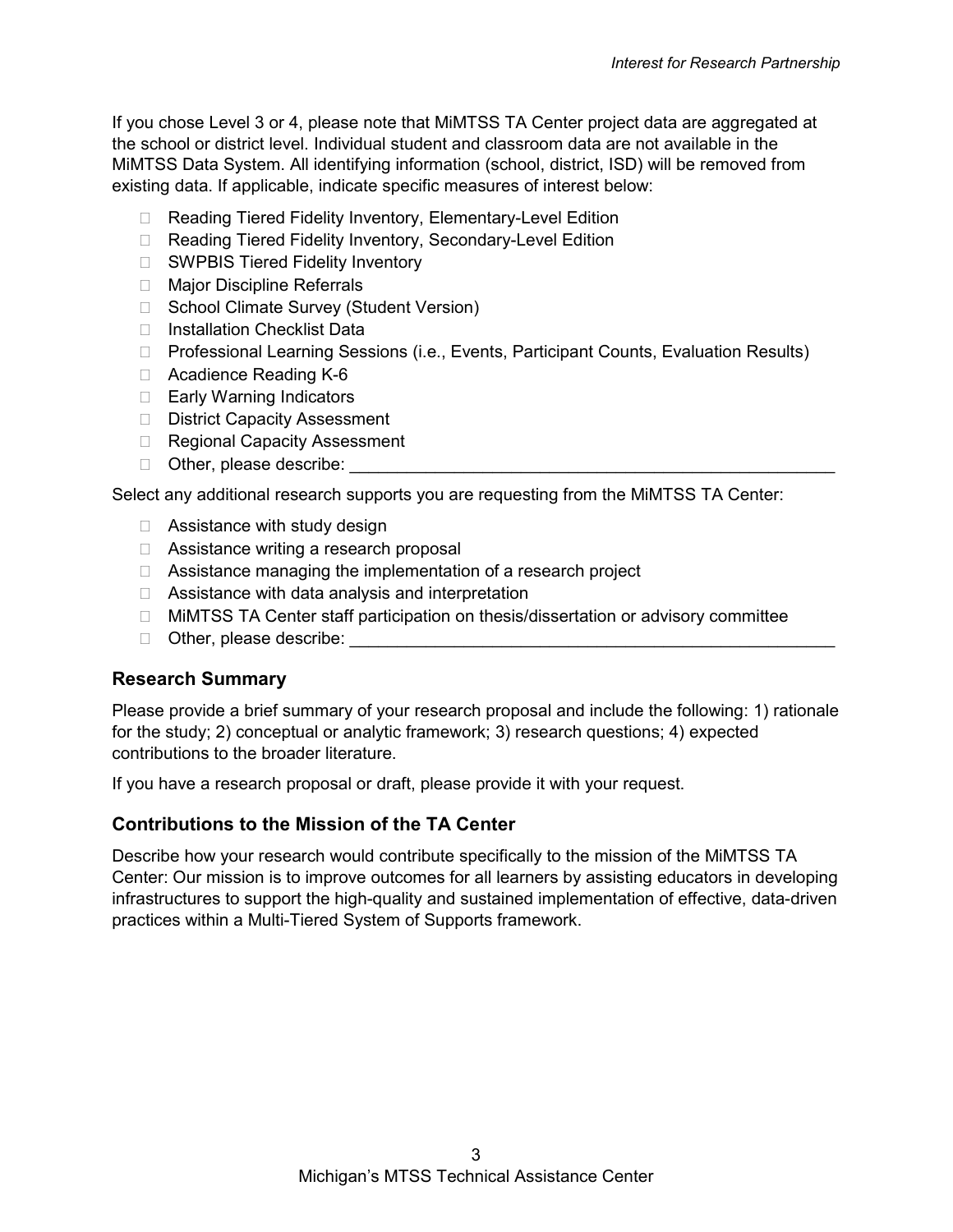If you chose Level 3 or 4, please note that MiMTSS TA Center project data are aggregated at the school or district level. Individual student and classroom data are not available in the MiMTSS Data System. All identifying information (school, district, ISD) will be removed from existing data. If applicable, indicate specific measures of interest below:

- ☐ Reading Tiered Fidelity Inventory, Elementary-Level Edition
- ☐ Reading Tiered Fidelity Inventory, Secondary-Level Edition
- ☐ SWPBIS Tiered Fidelity Inventory
- ☐ Major Discipline Referrals
- ☐ School Climate Survey (Student Version)
- ☐ Installation Checklist Data
- ☐ Professional Learning Sessions (i.e., Events, Participant Counts, Evaluation Results)
- ☐ Acadience Reading K-6
- ☐ Early Warning Indicators
- ☐ District Capacity Assessment
- ☐ Regional Capacity Assessment
- ☐ Other, please describe: ____________________________________________________

Select any additional research supports you are requesting from the MiMTSS TA Center:

- ☐ Assistance with study design
- ☐ Assistance writing a research proposal
- ☐ Assistance managing the implementation of a research project
- ☐ Assistance with data analysis and interpretation
- ☐ MiMTSS TA Center staff participation on thesis/dissertation or advisory committee
- ☐ Other, please describe: ____________________________________________________

### Research Summary

Please provide a brief summary of your research proposal and include the following: 1) rationale for the study; 2) conceptual or analytic framework; 3) research questions; 4) expected contributions to the broader literature.

If you have a research proposal or draft, please provide it with your request.

### Contributions to the Mission of the TA Center

Describe how your research would contribute specifically to the mission of the MiMTSS TA Center: Our mission is to improve outcomes for all learners by assisting educators in developing infrastructures to support the high-quality and sustained implementation of effective, data-driven practices within a Multi-Tiered System of Supports framework.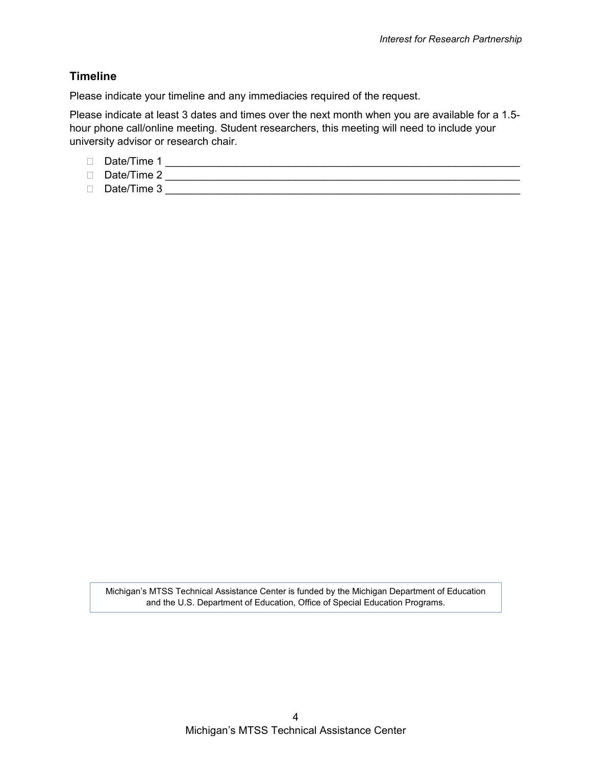## Timeline

Please indicate your timeline and any immediacies required of the request.

Please indicate at least 3 dates and times over the next month when you are available for a 1.5-hour phone call/online meeting. Student researchers, this meeting will need to include your university advisor or research chair.

- ☐ Date/Time 1 ______________________________________________________________
- ☐ Date/Time 2 ______________________________________________________________
- ☐ Date/Time 3 ______________________________________________________________

Michigan's MTSS Technical Assistance Center is funded by the Michigan Department of Education and the U.S. Department of Education, Office of Special Education Programs.